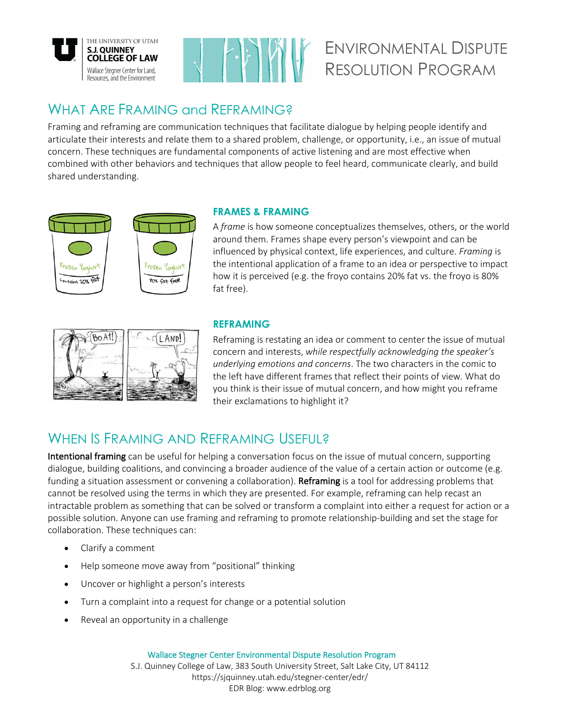The University of Utah
S.J. Quinney College of Law
Wallace Stegner Center for Land, Resources, and the Environment

# Environmental Dispute Resolution Program

## What Are Framing and Reframing?

Framing and reframing are communication techniques that facilitate dialogue by helping people identify and articulate their interests and relate them to a shared problem, challenge, or opportunity, i.e., an issue of mutual concern. These techniques are fundamental components of active listening and are most effective when combined with other behaviors and techniques that allow people to feel heard, communicate clearly, and build shared understanding.

### FRAMES & FRAMING

A *frame* is how someone conceptualizes themselves, others, or the world around them. Frames shape every person's viewpoint and can be influenced by physical context, life experiences, and culture. *Framing* is the intentional application of a frame to an idea or perspective to impact how it is perceived (e.g. the froyo contains 20% fat vs. the froyo is 80% fat free).

### REFRAMING

Reframing is restating an idea or comment to center the issue of mutual concern and interests, *while respectfully acknowledging the speaker's underlying emotions and concerns*. The two characters in the comic to the left have different frames that reflect their points of view. What do you think is their issue of mutual concern, and how might you reframe their exclamations to highlight it?

## When Is Framing and Reframing Useful?

**Intentional framing** can be useful for helping a conversation focus on the issue of mutual concern, supporting dialogue, building coalitions, and convincing a broader audience of the value of a certain action or outcome (e.g. funding a situation assessment or convening a collaboration). **Reframing** is a tool for addressing problems that cannot be resolved using the terms in which they are presented. For example, reframing can help recast an intractable problem as something that can be solved or transform a complaint into either a request for action or a possible solution. Anyone can use framing and reframing to promote relationship-building and set the stage for collaboration. These techniques can:

- Clarify a comment
- Help someone move away from "positional" thinking
- Uncover or highlight a person's interests
- Turn a complaint into a request for change or a potential solution
- Reveal an opportunity in a challenge

Wallace Stegner Center Environmental Dispute Resolution Program
S.J. Quinney College of Law, 383 South University Street, Salt Lake City, UT 84112
https://sjquinney.utah.edu/stegner-center/edr/
EDR Blog: www.edrblog.org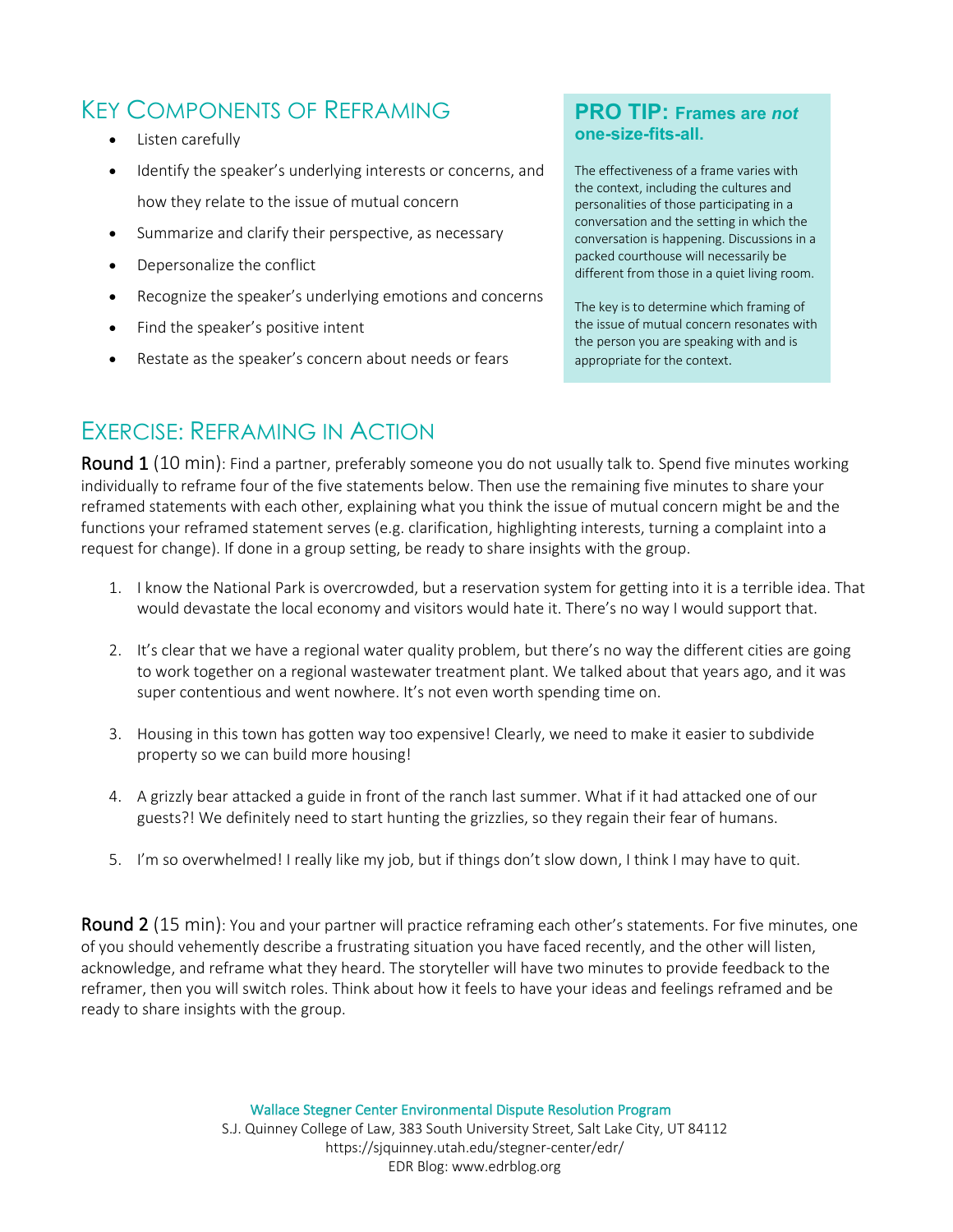## Key Components of Reframing

- Listen carefully
- Identify the speaker's underlying interests or concerns, and how they relate to the issue of mutual concern
- Summarize and clarify their perspective, as necessary
- Depersonalize the conflict
- Recognize the speaker's underlying emotions and concerns
- Find the speaker's positive intent
- Restate as the speaker's concern about needs or fears

> **PRO TIP: Frames are *not* one-size-fits-all.**
>
> The effectiveness of a frame varies with the context, including the cultures and personalities of those participating in a conversation and the setting in which the conversation is happening. Discussions in a packed courthouse will necessarily be different from those in a quiet living room.
>
> The key is to determine which framing of the issue of mutual concern resonates with the person you are speaking with and is appropriate for the context.

## Exercise: Reframing in Action

**Round 1** (10 min): Find a partner, preferably someone you do not usually talk to. Spend five minutes working individually to reframe four of the five statements below. Then use the remaining five minutes to share your reframed statements with each other, explaining what you think the issue of mutual concern might be and the functions your reframed statement serves (e.g. clarification, highlighting interests, turning a complaint into a request for change). If done in a group setting, be ready to share insights with the group.

1. I know the National Park is overcrowded, but a reservation system for getting into it is a terrible idea. That would devastate the local economy and visitors would hate it. There's no way I would support that.
2. It's clear that we have a regional water quality problem, but there's no way the different cities are going to work together on a regional wastewater treatment plant. We talked about that years ago, and it was super contentious and went nowhere. It's not even worth spending time on.
3. Housing in this town has gotten way too expensive! Clearly, we need to make it easier to subdivide property so we can build more housing!
4. A grizzly bear attacked a guide in front of the ranch last summer. What if it had attacked one of our guests?! We definitely need to start hunting the grizzlies, so they regain their fear of humans.
5. I'm so overwhelmed! I really like my job, but if things don't slow down, I think I may have to quit.

**Round 2** (15 min): You and your partner will practice reframing each other's statements. For five minutes, one of you should vehemently describe a frustrating situation you have faced recently, and the other will listen, acknowledge, and reframe what they heard. The storyteller will have two minutes to provide feedback to the reframer, then you will switch roles. Think about how it feels to have your ideas and feelings reframed and be ready to share insights with the group.

Wallace Stegner Center Environmental Dispute Resolution Program
S.J. Quinney College of Law, 383 South University Street, Salt Lake City, UT 84112
https://sjquinney.utah.edu/stegner-center/edr/
EDR Blog: www.edrblog.org